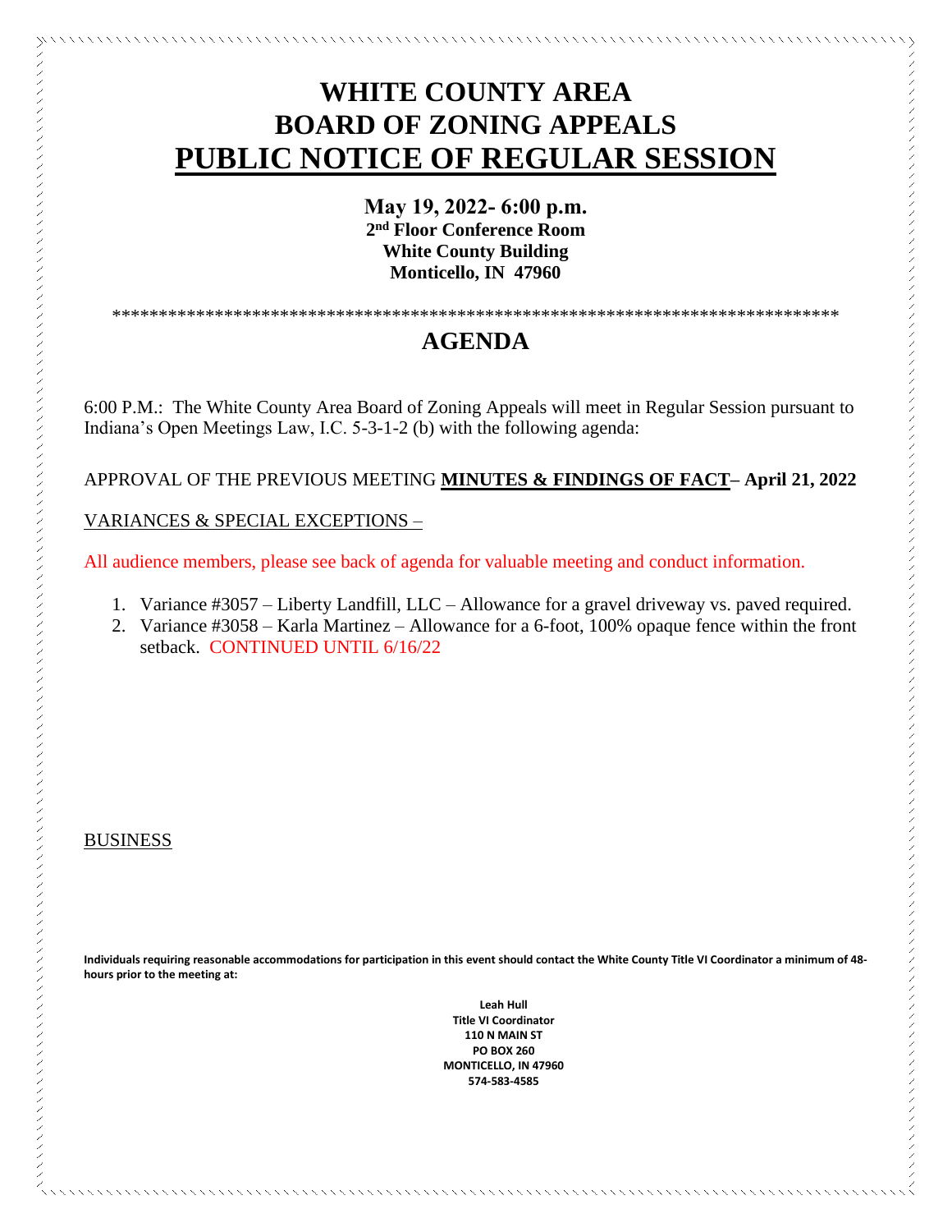# WHITE COUNTY AREA
# BOARD OF ZONING APPEALS
# PUBLIC NOTICE OF REGULAR SESSION

**May 19, 2022- 6:00 p.m.**
**2nd Floor Conference Room**
**White County Building**
**Monticello, IN 47960**

*****************************************************************************

## AGENDA

6:00 P.M.: The White County Area Board of Zoning Appeals will meet in Regular Session pursuant to Indiana's Open Meetings Law, I.C. 5-3-1-2 (b) with the following agenda:

APPROVAL OF THE PREVIOUS MEETING **MINUTES & FINDINGS OF FACT– April 21, 2022**

VARIANCES & SPECIAL EXCEPTIONS –

All audience members, please see back of agenda for valuable meeting and conduct information.

1. Variance #3057 – Liberty Landfill, LLC – Allowance for a gravel driveway vs. paved required.
2. Variance #3058 – Karla Martinez – Allowance for a 6-foot, 100% opaque fence within the front setback. CONTINUED UNTIL 6/16/22

BUSINESS

**Individuals requiring reasonable accommodations for participation in this event should contact the White County Title VI Coordinator a minimum of 48-hours prior to the meeting at:**

**Leah Hull**
**Title VI Coordinator**
**110 N MAIN ST**
**PO BOX 260**
**MONTICELLO, IN 47960**
**574-583-4585**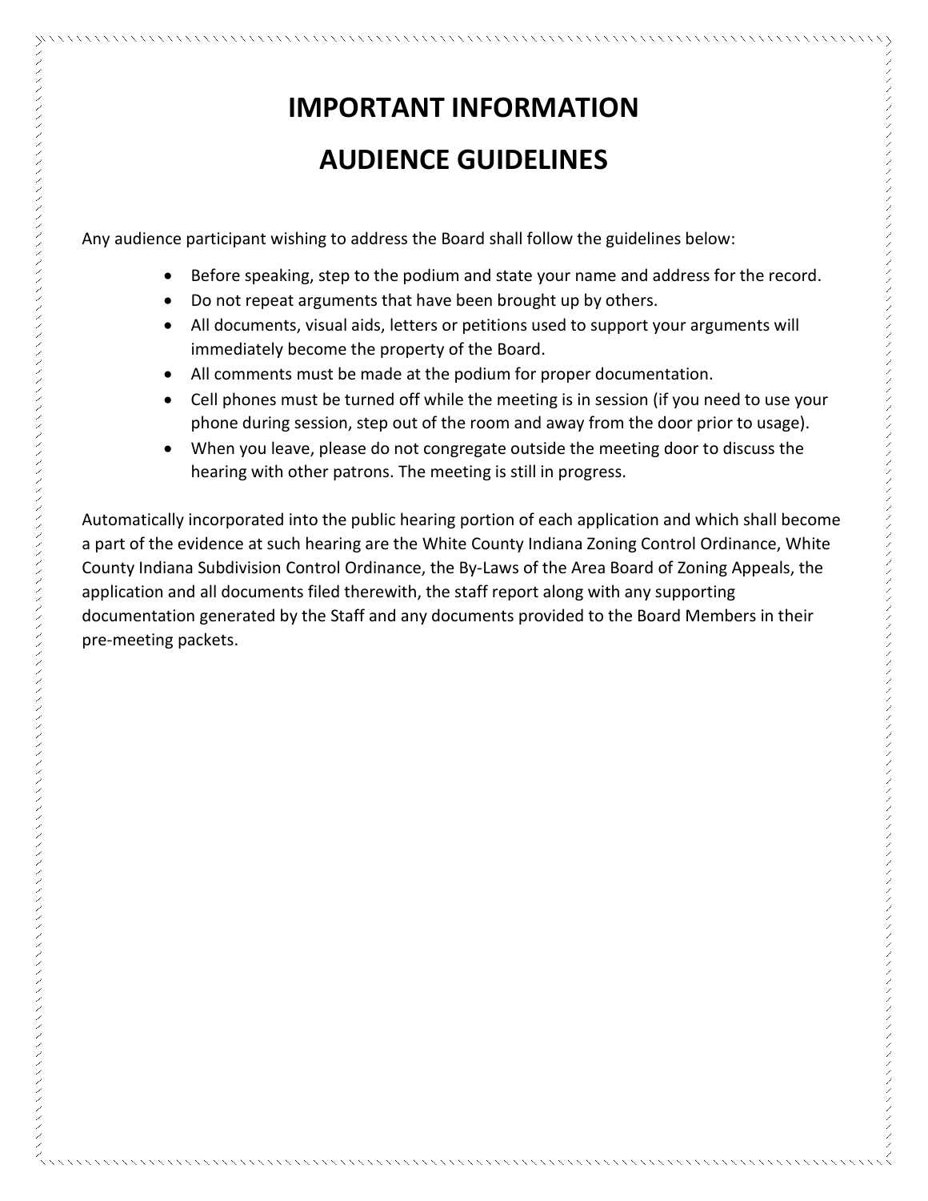# IMPORTANT INFORMATION

# AUDIENCE GUIDELINES

Any audience participant wishing to address the Board shall follow the guidelines below:

- Before speaking, step to the podium and state your name and address for the record.
- Do not repeat arguments that have been brought up by others.
- All documents, visual aids, letters or petitions used to support your arguments will immediately become the property of the Board.
- All comments must be made at the podium for proper documentation.
- Cell phones must be turned off while the meeting is in session (if you need to use your phone during session, step out of the room and away from the door prior to usage).
- When you leave, please do not congregate outside the meeting door to discuss the hearing with other patrons. The meeting is still in progress.

Automatically incorporated into the public hearing portion of each application and which shall become a part of the evidence at such hearing are the White County Indiana Zoning Control Ordinance, White County Indiana Subdivision Control Ordinance, the By-Laws of the Area Board of Zoning Appeals, the application and all documents filed therewith, the staff report along with any supporting documentation generated by the Staff and any documents provided to the Board Members in their pre-meeting packets.